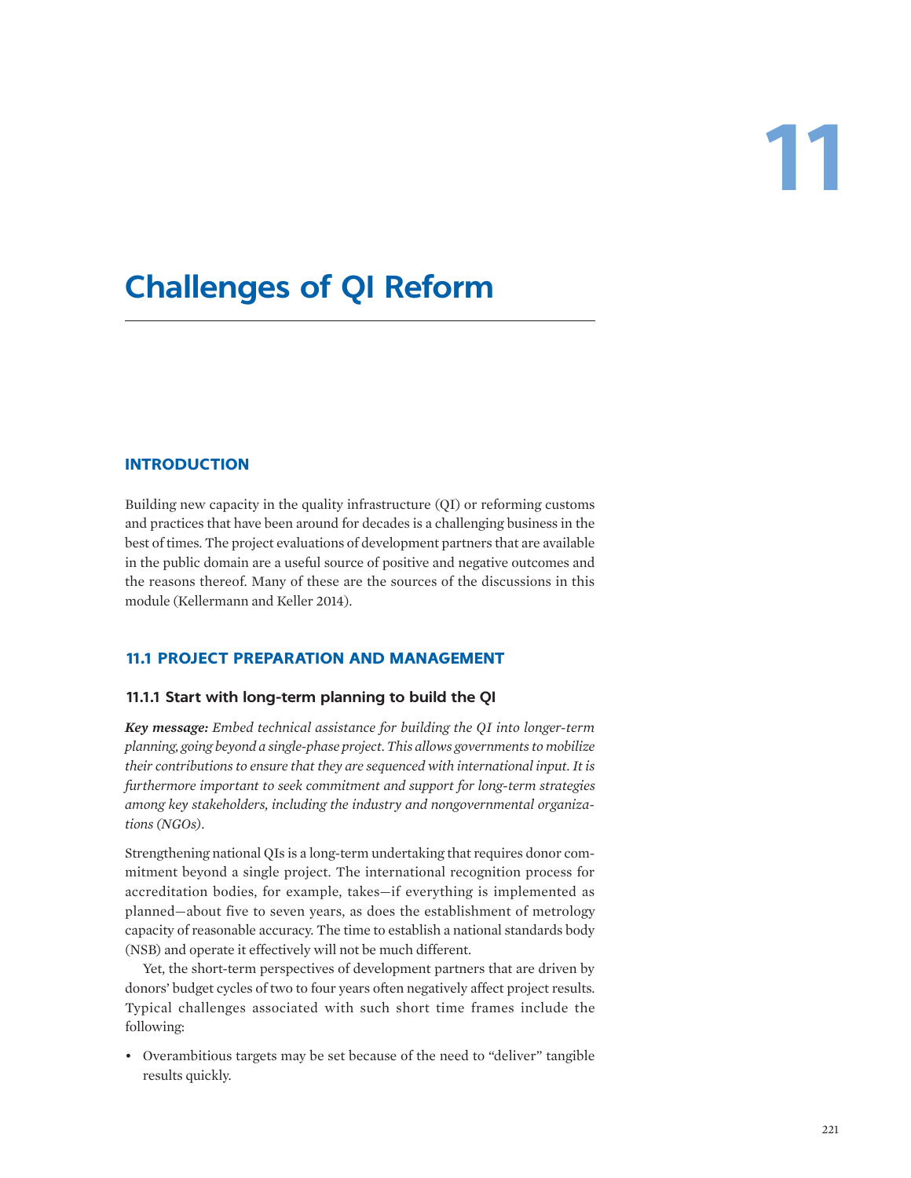# 11

# Challenges of QI Reform

## INTRODUCTION

Building new capacity in the quality infrastructure (QI) or reforming customs and practices that have been around for decades is a challenging business in the best of times. The project evaluations of development partners that are available in the public domain are a useful source of positive and negative outcomes and the reasons thereof. Many of these are the sources of the discussions in this module (Kellermann and Keller 2014).

## 11.1 PROJECT PREPARATION AND MANAGEMENT

### 11.1.1 Start with long-term planning to build the QI

***Key message:*** *Embed technical assistance for building the QI into longer-term planning, going beyond a single-phase project. This allows governments to mobilize their contributions to ensure that they are sequenced with international input. It is furthermore important to seek commitment and support for long-term strategies among key stakeholders, including the industry and nongovernmental organizations (NGOs).*

Strengthening national QIs is a long-term undertaking that requires donor commitment beyond a single project. The international recognition process for accreditation bodies, for example, takes—if everything is implemented as planned—about five to seven years, as does the establishment of metrology capacity of reasonable accuracy. The time to establish a national standards body (NSB) and operate it effectively will not be much different.

Yet, the short-term perspectives of development partners that are driven by donors' budget cycles of two to four years often negatively affect project results. Typical challenges associated with such short time frames include the following:

- Overambitious targets may be set because of the need to "deliver" tangible results quickly.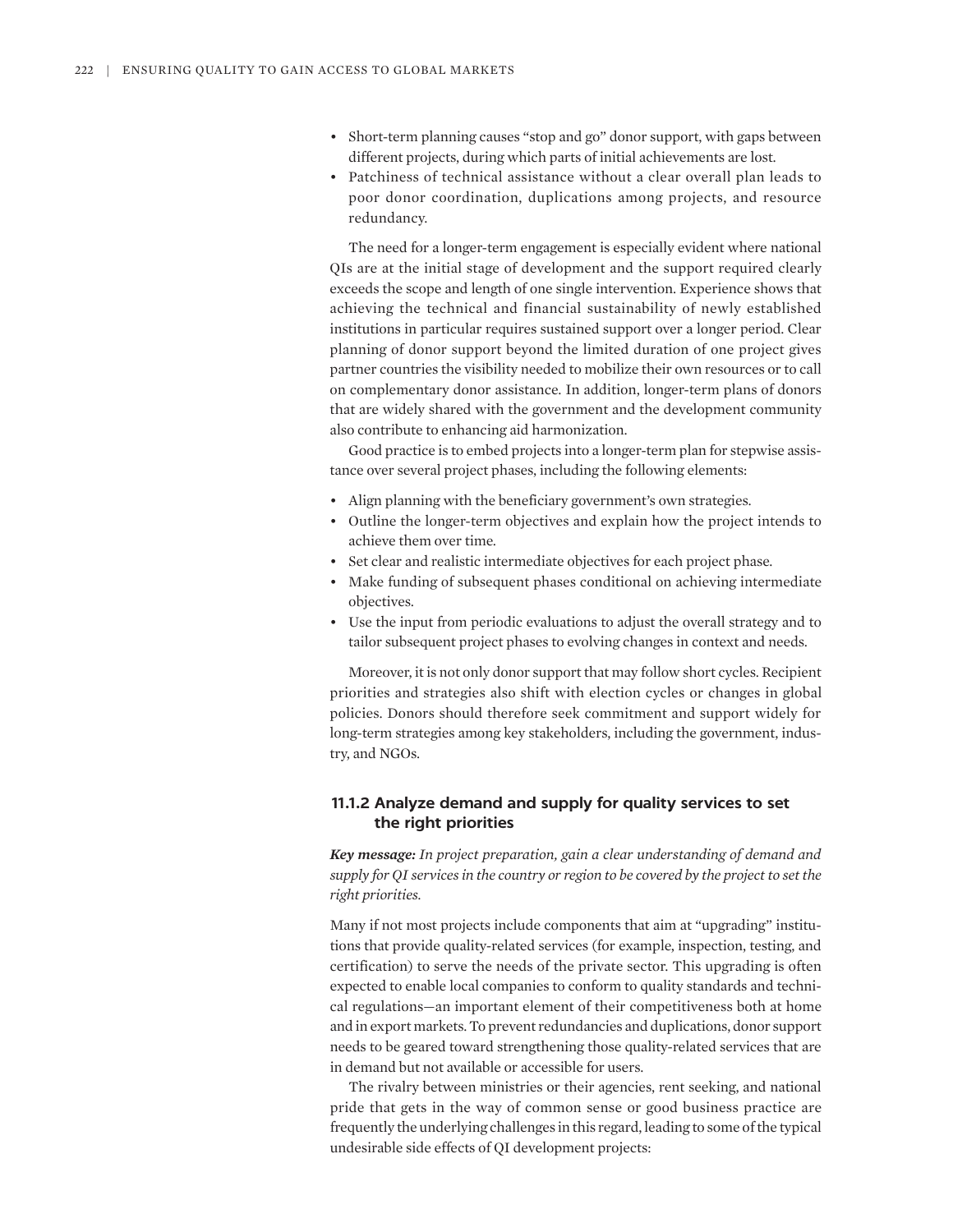- Short-term planning causes "stop and go" donor support, with gaps between different projects, during which parts of initial achievements are lost.
- Patchiness of technical assistance without a clear overall plan leads to poor donor coordination, duplications among projects, and resource redundancy.

The need for a longer-term engagement is especially evident where national QIs are at the initial stage of development and the support required clearly exceeds the scope and length of one single intervention. Experience shows that achieving the technical and financial sustainability of newly established institutions in particular requires sustained support over a longer period. Clear planning of donor support beyond the limited duration of one project gives partner countries the visibility needed to mobilize their own resources or to call on complementary donor assistance. In addition, longer-term plans of donors that are widely shared with the government and the development community also contribute to enhancing aid harmonization.

Good practice is to embed projects into a longer-term plan for stepwise assistance over several project phases, including the following elements:

- Align planning with the beneficiary government's own strategies.
- Outline the longer-term objectives and explain how the project intends to achieve them over time.
- Set clear and realistic intermediate objectives for each project phase.
- Make funding of subsequent phases conditional on achieving intermediate objectives.
- Use the input from periodic evaluations to adjust the overall strategy and to tailor subsequent project phases to evolving changes in context and needs.

Moreover, it is not only donor support that may follow short cycles. Recipient priorities and strategies also shift with election cycles or changes in global policies. Donors should therefore seek commitment and support widely for long-term strategies among key stakeholders, including the government, industry, and NGOs.

### 11.1.2 Analyze demand and supply for quality services to set the right priorities

***Key message:*** *In project preparation, gain a clear understanding of demand and supply for QI services in the country or region to be covered by the project to set the right priorities.*

Many if not most projects include components that aim at "upgrading" institutions that provide quality-related services (for example, inspection, testing, and certification) to serve the needs of the private sector. This upgrading is often expected to enable local companies to conform to quality standards and technical regulations—an important element of their competitiveness both at home and in export markets. To prevent redundancies and duplications, donor support needs to be geared toward strengthening those quality-related services that are in demand but not available or accessible for users.

The rivalry between ministries or their agencies, rent seeking, and national pride that gets in the way of common sense or good business practice are frequently the underlying challenges in this regard, leading to some of the typical undesirable side effects of QI development projects: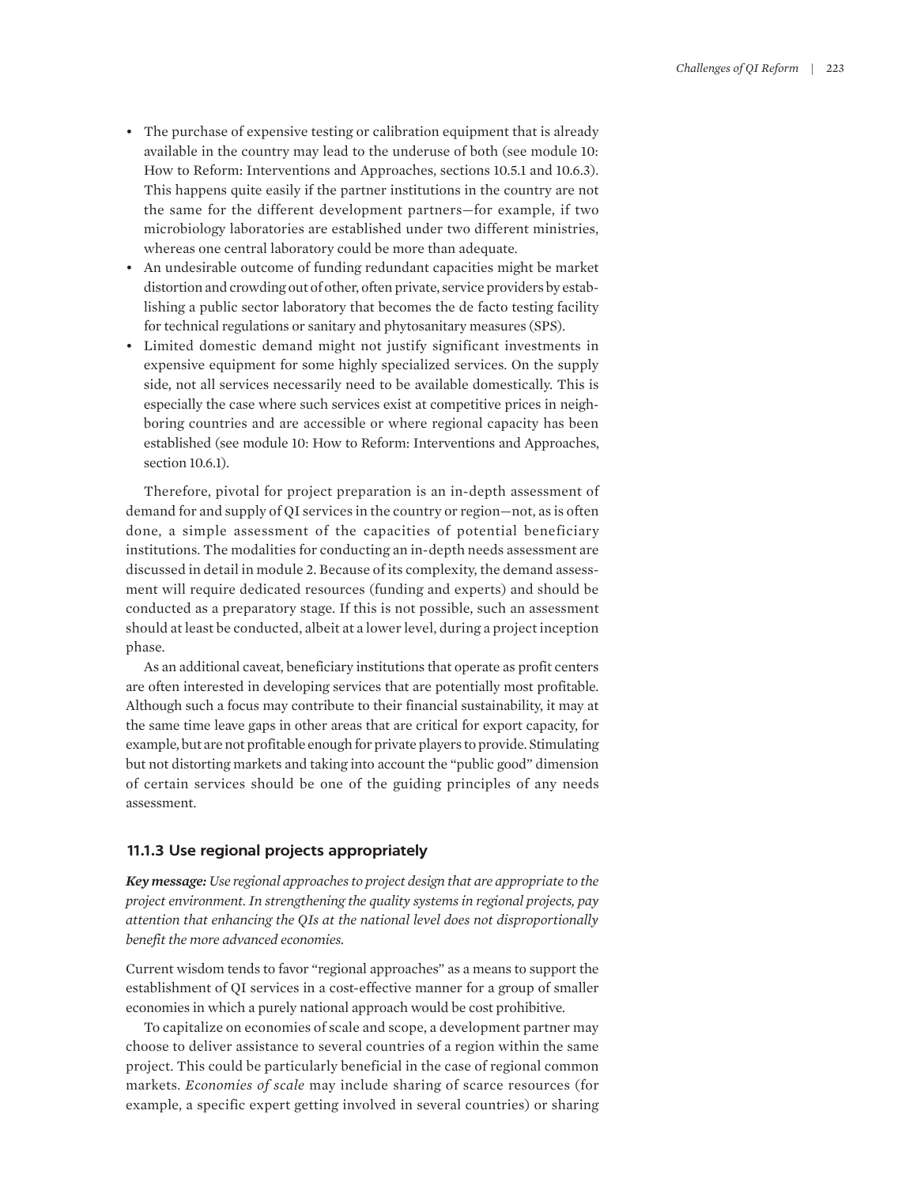- The purchase of expensive testing or calibration equipment that is already available in the country may lead to the underuse of both (see module 10: How to Reform: Interventions and Approaches, sections 10.5.1 and 10.6.3). This happens quite easily if the partner institutions in the country are not the same for the different development partners—for example, if two microbiology laboratories are established under two different ministries, whereas one central laboratory could be more than adequate.
- An undesirable outcome of funding redundant capacities might be market distortion and crowding out of other, often private, service providers by establishing a public sector laboratory that becomes the de facto testing facility for technical regulations or sanitary and phytosanitary measures (SPS).
- Limited domestic demand might not justify significant investments in expensive equipment for some highly specialized services. On the supply side, not all services necessarily need to be available domestically. This is especially the case where such services exist at competitive prices in neighboring countries and are accessible or where regional capacity has been established (see module 10: How to Reform: Interventions and Approaches, section 10.6.1).

Therefore, pivotal for project preparation is an in-depth assessment of demand for and supply of QI services in the country or region—not, as is often done, a simple assessment of the capacities of potential beneficiary institutions. The modalities for conducting an in-depth needs assessment are discussed in detail in module 2. Because of its complexity, the demand assessment will require dedicated resources (funding and experts) and should be conducted as a preparatory stage. If this is not possible, such an assessment should at least be conducted, albeit at a lower level, during a project inception phase.

As an additional caveat, beneficiary institutions that operate as profit centers are often interested in developing services that are potentially most profitable. Although such a focus may contribute to their financial sustainability, it may at the same time leave gaps in other areas that are critical for export capacity, for example, but are not profitable enough for private players to provide. Stimulating but not distorting markets and taking into account the "public good" dimension of certain services should be one of the guiding principles of any needs assessment.

### 11.1.3 Use regional projects appropriately

***Key message:*** *Use regional approaches to project design that are appropriate to the project environment. In strengthening the quality systems in regional projects, pay attention that enhancing the QIs at the national level does not disproportionally benefit the more advanced economies.*

Current wisdom tends to favor "regional approaches" as a means to support the establishment of QI services in a cost-effective manner for a group of smaller economies in which a purely national approach would be cost prohibitive.

To capitalize on economies of scale and scope, a development partner may choose to deliver assistance to several countries of a region within the same project. This could be particularly beneficial in the case of regional common markets. *Economies of scale* may include sharing of scarce resources (for example, a specific expert getting involved in several countries) or sharing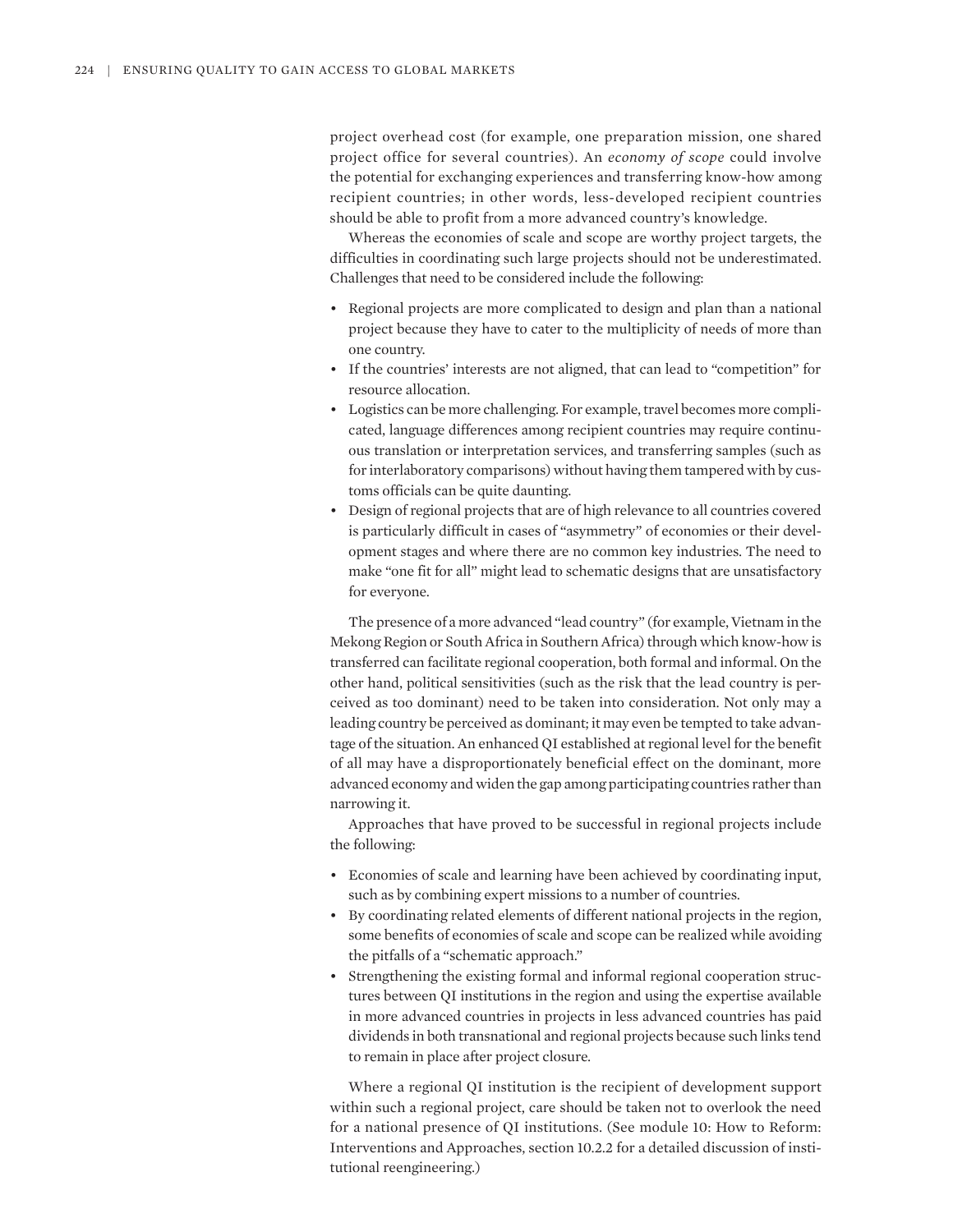project overhead cost (for example, one preparation mission, one shared project office for several countries). An *economy of scope* could involve the potential for exchanging experiences and transferring know-how among recipient countries; in other words, less-developed recipient countries should be able to profit from a more advanced country's knowledge.

Whereas the economies of scale and scope are worthy project targets, the difficulties in coordinating such large projects should not be underestimated. Challenges that need to be considered include the following:

- Regional projects are more complicated to design and plan than a national project because they have to cater to the multiplicity of needs of more than one country.
- If the countries' interests are not aligned, that can lead to "competition" for resource allocation.
- Logistics can be more challenging. For example, travel becomes more complicated, language differences among recipient countries may require continuous translation or interpretation services, and transferring samples (such as for interlaboratory comparisons) without having them tampered with by customs officials can be quite daunting.
- Design of regional projects that are of high relevance to all countries covered is particularly difficult in cases of "asymmetry" of economies or their development stages and where there are no common key industries. The need to make "one fit for all" might lead to schematic designs that are unsatisfactory for everyone.

The presence of a more advanced "lead country" (for example, Vietnam in the Mekong Region or South Africa in Southern Africa) through which know-how is transferred can facilitate regional cooperation, both formal and informal. On the other hand, political sensitivities (such as the risk that the lead country is perceived as too dominant) need to be taken into consideration. Not only may a leading country be perceived as dominant; it may even be tempted to take advantage of the situation. An enhanced QI established at regional level for the benefit of all may have a disproportionately beneficial effect on the dominant, more advanced economy and widen the gap among participating countries rather than narrowing it.

Approaches that have proved to be successful in regional projects include the following:

- Economies of scale and learning have been achieved by coordinating input, such as by combining expert missions to a number of countries.
- By coordinating related elements of different national projects in the region, some benefits of economies of scale and scope can be realized while avoiding the pitfalls of a "schematic approach."
- Strengthening the existing formal and informal regional cooperation structures between QI institutions in the region and using the expertise available in more advanced countries in projects in less advanced countries has paid dividends in both transnational and regional projects because such links tend to remain in place after project closure.

Where a regional QI institution is the recipient of development support within such a regional project, care should be taken not to overlook the need for a national presence of QI institutions. (See module 10: How to Reform: Interventions and Approaches, section 10.2.2 for a detailed discussion of institutional reengineering.)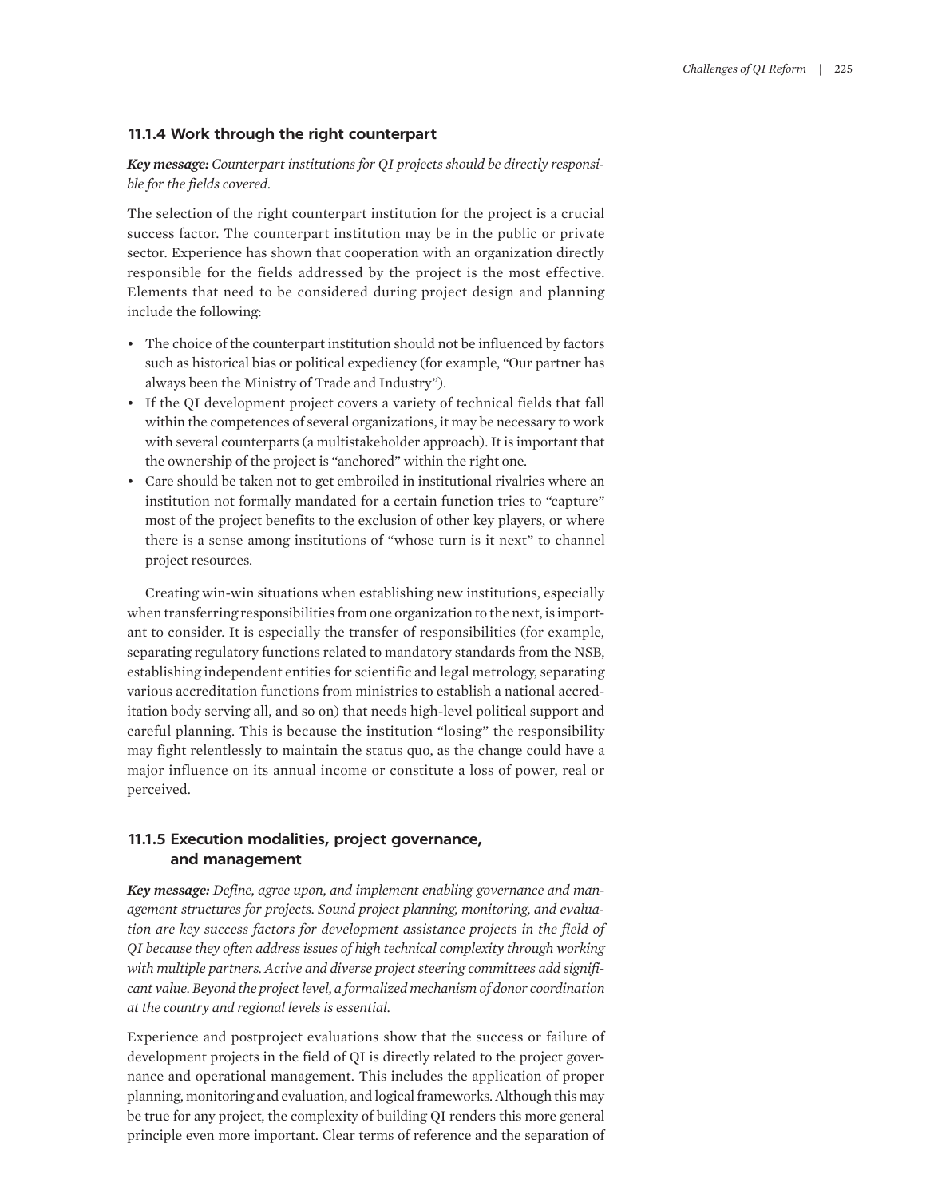### 11.1.4 Work through the right counterpart

***Key message:*** *Counterpart institutions for QI projects should be directly responsible for the fields covered.*

The selection of the right counterpart institution for the project is a crucial success factor. The counterpart institution may be in the public or private sector. Experience has shown that cooperation with an organization directly responsible for the fields addressed by the project is the most effective. Elements that need to be considered during project design and planning include the following:

- The choice of the counterpart institution should not be influenced by factors such as historical bias or political expediency (for example, "Our partner has always been the Ministry of Trade and Industry").
- If the QI development project covers a variety of technical fields that fall within the competences of several organizations, it may be necessary to work with several counterparts (a multistakeholder approach). It is important that the ownership of the project is "anchored" within the right one.
- Care should be taken not to get embroiled in institutional rivalries where an institution not formally mandated for a certain function tries to "capture" most of the project benefits to the exclusion of other key players, or where there is a sense among institutions of "whose turn is it next" to channel project resources.

Creating win-win situations when establishing new institutions, especially when transferring responsibilities from one organization to the next, is important to consider. It is especially the transfer of responsibilities (for example, separating regulatory functions related to mandatory standards from the NSB, establishing independent entities for scientific and legal metrology, separating various accreditation functions from ministries to establish a national accreditation body serving all, and so on) that needs high-level political support and careful planning. This is because the institution "losing" the responsibility may fight relentlessly to maintain the status quo, as the change could have a major influence on its annual income or constitute a loss of power, real or perceived.

### 11.1.5 Execution modalities, project governance, and management

***Key message:*** *Define, agree upon, and implement enabling governance and management structures for projects. Sound project planning, monitoring, and evaluation are key success factors for development assistance projects in the field of QI because they often address issues of high technical complexity through working with multiple partners. Active and diverse project steering committees add significant value. Beyond the project level, a formalized mechanism of donor coordination at the country and regional levels is essential.*

Experience and postproject evaluations show that the success or failure of development projects in the field of QI is directly related to the project governance and operational management. This includes the application of proper planning, monitoring and evaluation, and logical frameworks. Although this may be true for any project, the complexity of building QI renders this more general principle even more important. Clear terms of reference and the separation of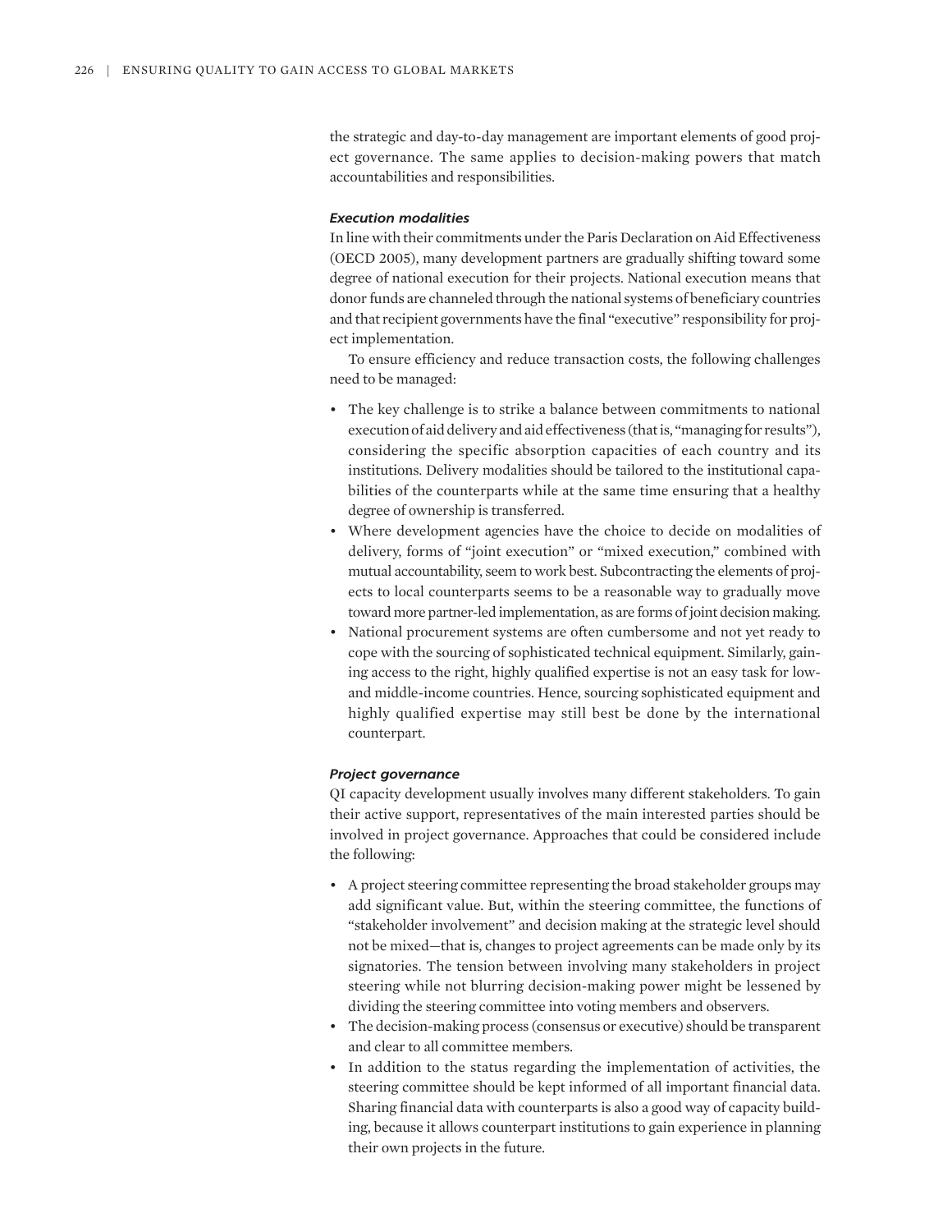the strategic and day-to-day management are important elements of good project governance. The same applies to decision-making powers that match accountabilities and responsibilities.

#### *Execution modalities*

In line with their commitments under the Paris Declaration on Aid Effectiveness (OECD 2005), many development partners are gradually shifting toward some degree of national execution for their projects. National execution means that donor funds are channeled through the national systems of beneficiary countries and that recipient governments have the final "executive" responsibility for project implementation.

To ensure efficiency and reduce transaction costs, the following challenges need to be managed:

- The key challenge is to strike a balance between commitments to national execution of aid delivery and aid effectiveness (that is, "managing for results"), considering the specific absorption capacities of each country and its institutions. Delivery modalities should be tailored to the institutional capabilities of the counterparts while at the same time ensuring that a healthy degree of ownership is transferred.
- Where development agencies have the choice to decide on modalities of delivery, forms of "joint execution" or "mixed execution," combined with mutual accountability, seem to work best. Subcontracting the elements of projects to local counterparts seems to be a reasonable way to gradually move toward more partner-led implementation, as are forms of joint decision making.
- National procurement systems are often cumbersome and not yet ready to cope with the sourcing of sophisticated technical equipment. Similarly, gaining access to the right, highly qualified expertise is not an easy task for low- and middle-income countries. Hence, sourcing sophisticated equipment and highly qualified expertise may still best be done by the international counterpart.

#### *Project governance*

QI capacity development usually involves many different stakeholders. To gain their active support, representatives of the main interested parties should be involved in project governance. Approaches that could be considered include the following:

- A project steering committee representing the broad stakeholder groups may add significant value. But, within the steering committee, the functions of "stakeholder involvement" and decision making at the strategic level should not be mixed—that is, changes to project agreements can be made only by its signatories. The tension between involving many stakeholders in project steering while not blurring decision-making power might be lessened by dividing the steering committee into voting members and observers.
- The decision-making process (consensus or executive) should be transparent and clear to all committee members.
- In addition to the status regarding the implementation of activities, the steering committee should be kept informed of all important financial data. Sharing financial data with counterparts is also a good way of capacity building, because it allows counterpart institutions to gain experience in planning their own projects in the future.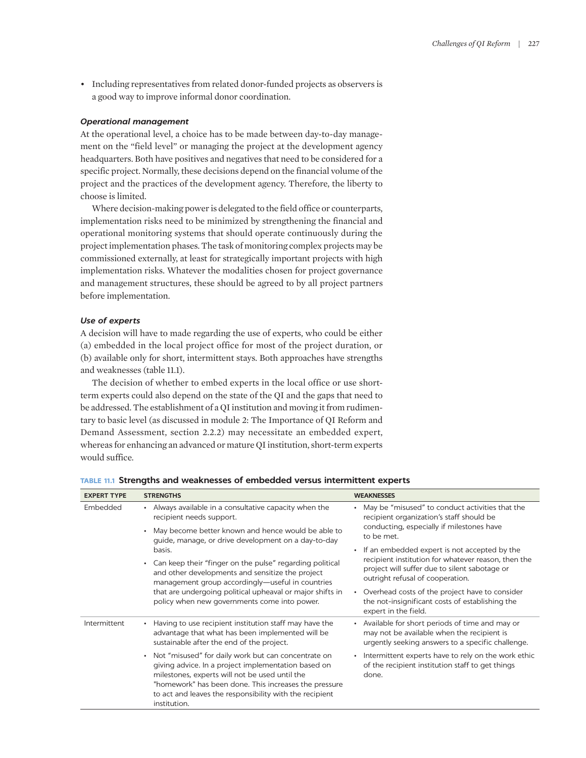- Including representatives from related donor-funded projects as observers is a good way to improve informal donor coordination.

### *Operational management*

At the operational level, a choice has to be made between day-to-day management on the "field level" or managing the project at the development agency headquarters. Both have positives and negatives that need to be considered for a specific project. Normally, these decisions depend on the financial volume of the project and the practices of the development agency. Therefore, the liberty to choose is limited.

Where decision-making power is delegated to the field office or counterparts, implementation risks need to be minimized by strengthening the financial and operational monitoring systems that should operate continuously during the project implementation phases. The task of monitoring complex projects may be commissioned externally, at least for strategically important projects with high implementation risks. Whatever the modalities chosen for project governance and management structures, these should be agreed to by all project partners before implementation.

### *Use of experts*

A decision will have to made regarding the use of experts, who could be either (a) embedded in the local project office for most of the project duration, or (b) available only for short, intermittent stays. Both approaches have strengths and weaknesses (table 11.1).

The decision of whether to embed experts in the local office or use short-term experts could also depend on the state of the QI and the gaps that need to be addressed. The establishment of a QI institution and moving it from rudimentary to basic level (as discussed in module 2: The Importance of QI Reform and Demand Assessment, section 2.2.2) may necessitate an embedded expert, whereas for enhancing an advanced or mature QI institution, short-term experts would suffice.

**TABLE 11.1 Strengths and weaknesses of embedded versus intermittent experts**

| EXPERT TYPE | STRENGTHS | WEAKNESSES |
|---|---|---|
| Embedded | • Always available in a consultative capacity when the recipient needs support.<br>• May become better known and hence would be able to guide, manage, or drive development on a day-to-day basis.<br>• Can keep their "finger on the pulse" regarding political and other developments and sensitize the project management group accordingly—useful in countries that are undergoing political upheaval or major shifts in policy when new governments come into power. | • May be "misused" to conduct activities that the recipient organization's staff should be conducting, especially if milestones have to be met.<br>• If an embedded expert is not accepted by the recipient institution for whatever reason, then the project will suffer due to silent sabotage or outright refusal of cooperation.<br>• Overhead costs of the project have to consider the not-insignificant costs of establishing the expert in the field. |
| Intermittent | • Having to use recipient institution staff may have the advantage that what has been implemented will be sustainable after the end of the project.<br>• Not "misused" for daily work but can concentrate on giving advice. In a project implementation based on milestones, experts will not be used until the "homework" has been done. This increases the pressure to act and leaves the responsibility with the recipient institution. | • Available for short periods of time and may or may not be available when the recipient is urgently seeking answers to a specific challenge.<br>• Intermittent experts have to rely on the work ethic of the recipient institution staff to get things done. |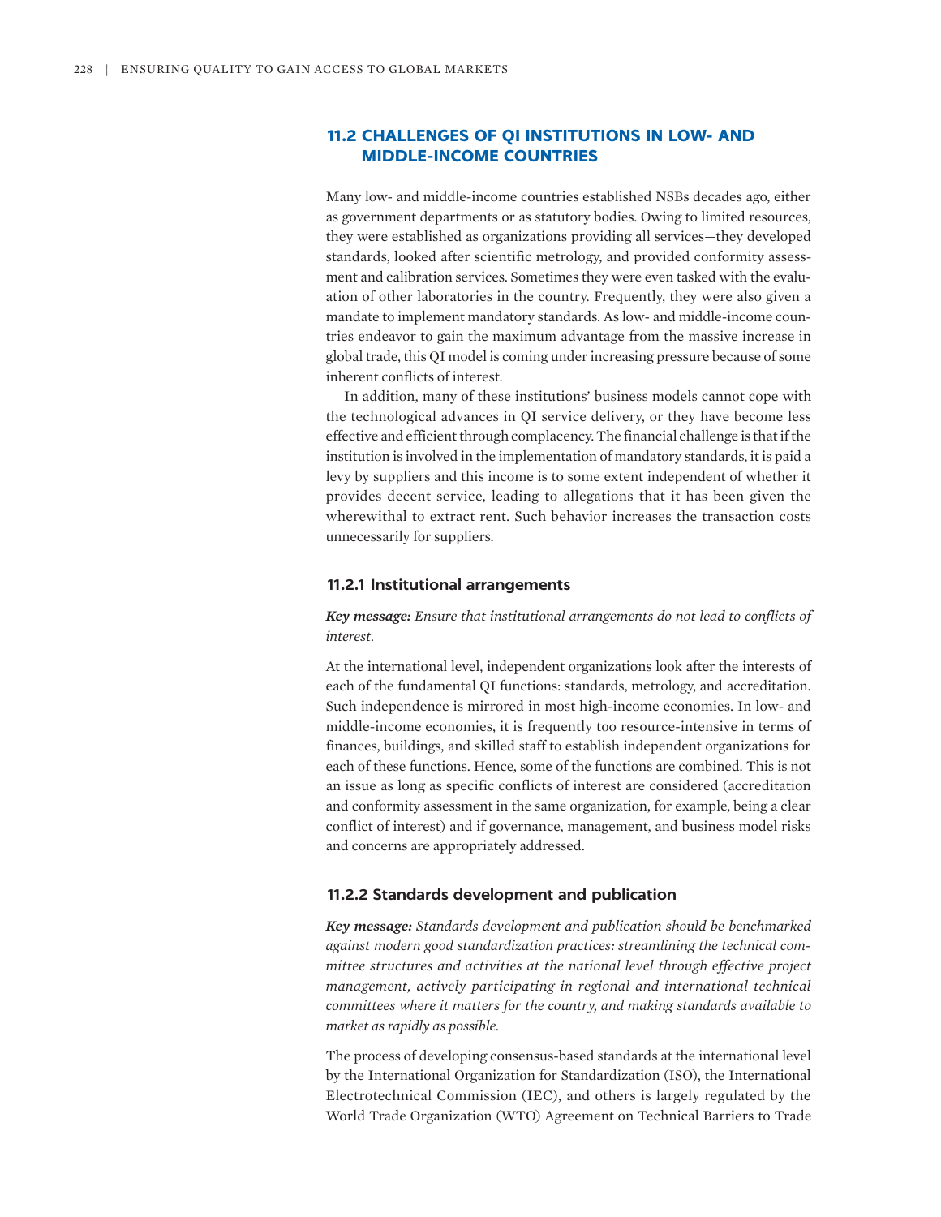## 11.2 CHALLENGES OF QI INSTITUTIONS IN LOW- AND MIDDLE-INCOME COUNTRIES

Many low- and middle-income countries established NSBs decades ago, either as government departments or as statutory bodies. Owing to limited resources, they were established as organizations providing all services—they developed standards, looked after scientific metrology, and provided conformity assessment and calibration services. Sometimes they were even tasked with the evaluation of other laboratories in the country. Frequently, they were also given a mandate to implement mandatory standards. As low- and middle-income countries endeavor to gain the maximum advantage from the massive increase in global trade, this QI model is coming under increasing pressure because of some inherent conflicts of interest.

In addition, many of these institutions' business models cannot cope with the technological advances in QI service delivery, or they have become less effective and efficient through complacency. The financial challenge is that if the institution is involved in the implementation of mandatory standards, it is paid a levy by suppliers and this income is to some extent independent of whether it provides decent service, leading to allegations that it has been given the wherewithal to extract rent. Such behavior increases the transaction costs unnecessarily for suppliers.

### 11.2.1 Institutional arrangements

***Key message:*** *Ensure that institutional arrangements do not lead to conflicts of interest.*

At the international level, independent organizations look after the interests of each of the fundamental QI functions: standards, metrology, and accreditation. Such independence is mirrored in most high-income economies. In low- and middle-income economies, it is frequently too resource-intensive in terms of finances, buildings, and skilled staff to establish independent organizations for each of these functions. Hence, some of the functions are combined. This is not an issue as long as specific conflicts of interest are considered (accreditation and conformity assessment in the same organization, for example, being a clear conflict of interest) and if governance, management, and business model risks and concerns are appropriately addressed.

### 11.2.2 Standards development and publication

***Key message:*** *Standards development and publication should be benchmarked against modern good standardization practices: streamlining the technical committee structures and activities at the national level through effective project management, actively participating in regional and international technical committees where it matters for the country, and making standards available to market as rapidly as possible.*

The process of developing consensus-based standards at the international level by the International Organization for Standardization (ISO), the International Electrotechnical Commission (IEC), and others is largely regulated by the World Trade Organization (WTO) Agreement on Technical Barriers to Trade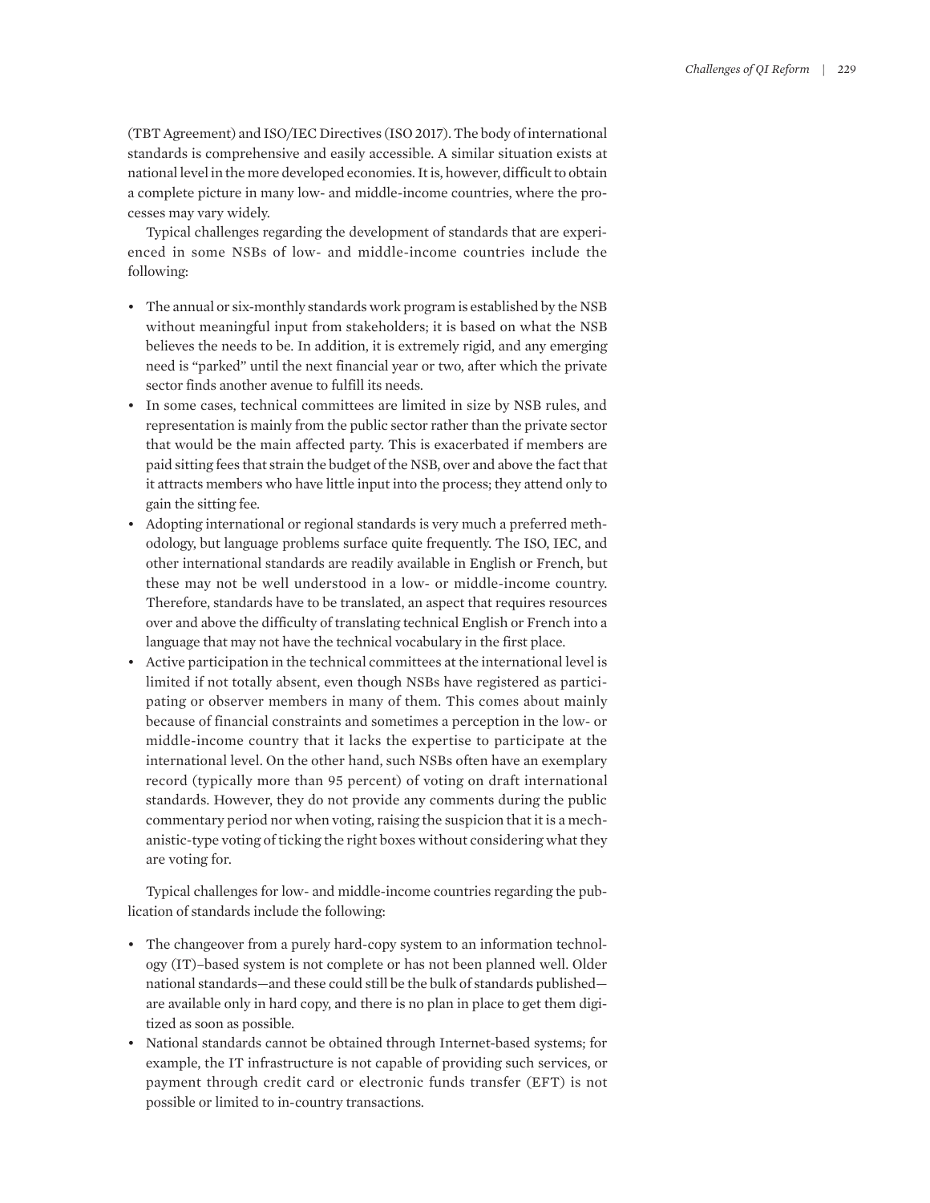(TBT Agreement) and ISO/IEC Directives (ISO 2017). The body of international standards is comprehensive and easily accessible. A similar situation exists at national level in the more developed economies. It is, however, difficult to obtain a complete picture in many low- and middle-income countries, where the processes may vary widely.

Typical challenges regarding the development of standards that are experienced in some NSBs of low- and middle-income countries include the following:

- The annual or six-monthly standards work program is established by the NSB without meaningful input from stakeholders; it is based on what the NSB believes the needs to be. In addition, it is extremely rigid, and any emerging need is "parked" until the next financial year or two, after which the private sector finds another avenue to fulfill its needs.
- In some cases, technical committees are limited in size by NSB rules, and representation is mainly from the public sector rather than the private sector that would be the main affected party. This is exacerbated if members are paid sitting fees that strain the budget of the NSB, over and above the fact that it attracts members who have little input into the process; they attend only to gain the sitting fee.
- Adopting international or regional standards is very much a preferred methodology, but language problems surface quite frequently. The ISO, IEC, and other international standards are readily available in English or French, but these may not be well understood in a low- or middle-income country. Therefore, standards have to be translated, an aspect that requires resources over and above the difficulty of translating technical English or French into a language that may not have the technical vocabulary in the first place.
- Active participation in the technical committees at the international level is limited if not totally absent, even though NSBs have registered as participating or observer members in many of them. This comes about mainly because of financial constraints and sometimes a perception in the low- or middle-income country that it lacks the expertise to participate at the international level. On the other hand, such NSBs often have an exemplary record (typically more than 95 percent) of voting on draft international standards. However, they do not provide any comments during the public commentary period nor when voting, raising the suspicion that it is a mechanistic-type voting of ticking the right boxes without considering what they are voting for.

Typical challenges for low- and middle-income countries regarding the publication of standards include the following:

- The changeover from a purely hard-copy system to an information technology (IT)–based system is not complete or has not been planned well. Older national standards—and these could still be the bulk of standards published—are available only in hard copy, and there is no plan in place to get them digitized as soon as possible.
- National standards cannot be obtained through Internet-based systems; for example, the IT infrastructure is not capable of providing such services, or payment through credit card or electronic funds transfer (EFT) is not possible or limited to in-country transactions.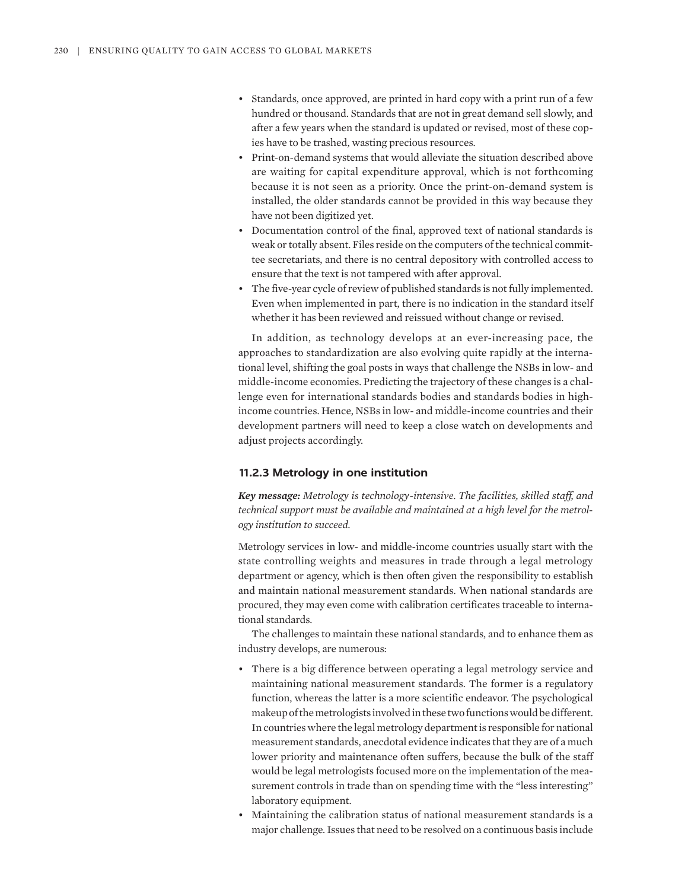- Standards, once approved, are printed in hard copy with a print run of a few hundred or thousand. Standards that are not in great demand sell slowly, and after a few years when the standard is updated or revised, most of these copies have to be trashed, wasting precious resources.
- Print-on-demand systems that would alleviate the situation described above are waiting for capital expenditure approval, which is not forthcoming because it is not seen as a priority. Once the print-on-demand system is installed, the older standards cannot be provided in this way because they have not been digitized yet.
- Documentation control of the final, approved text of national standards is weak or totally absent. Files reside on the computers of the technical committee secretariats, and there is no central depository with controlled access to ensure that the text is not tampered with after approval.
- The five-year cycle of review of published standards is not fully implemented. Even when implemented in part, there is no indication in the standard itself whether it has been reviewed and reissued without change or revised.

In addition, as technology develops at an ever-increasing pace, the approaches to standardization are also evolving quite rapidly at the international level, shifting the goal posts in ways that challenge the NSBs in low- and middle-income economies. Predicting the trajectory of these changes is a challenge even for international standards bodies and standards bodies in high-income countries. Hence, NSBs in low- and middle-income countries and their development partners will need to keep a close watch on developments and adjust projects accordingly.

### 11.2.3 Metrology in one institution

***Key message:*** *Metrology is technology-intensive. The facilities, skilled staff, and technical support must be available and maintained at a high level for the metrology institution to succeed.*

Metrology services in low- and middle-income countries usually start with the state controlling weights and measures in trade through a legal metrology department or agency, which is then often given the responsibility to establish and maintain national measurement standards. When national standards are procured, they may even come with calibration certificates traceable to international standards.

The challenges to maintain these national standards, and to enhance them as industry develops, are numerous:

- There is a big difference between operating a legal metrology service and maintaining national measurement standards. The former is a regulatory function, whereas the latter is a more scientific endeavor. The psychological makeup of the metrologists involved in these two functions would be different. In countries where the legal metrology department is responsible for national measurement standards, anecdotal evidence indicates that they are of a much lower priority and maintenance often suffers, because the bulk of the staff would be legal metrologists focused more on the implementation of the measurement controls in trade than on spending time with the "less interesting" laboratory equipment.
- Maintaining the calibration status of national measurement standards is a major challenge. Issues that need to be resolved on a continuous basis include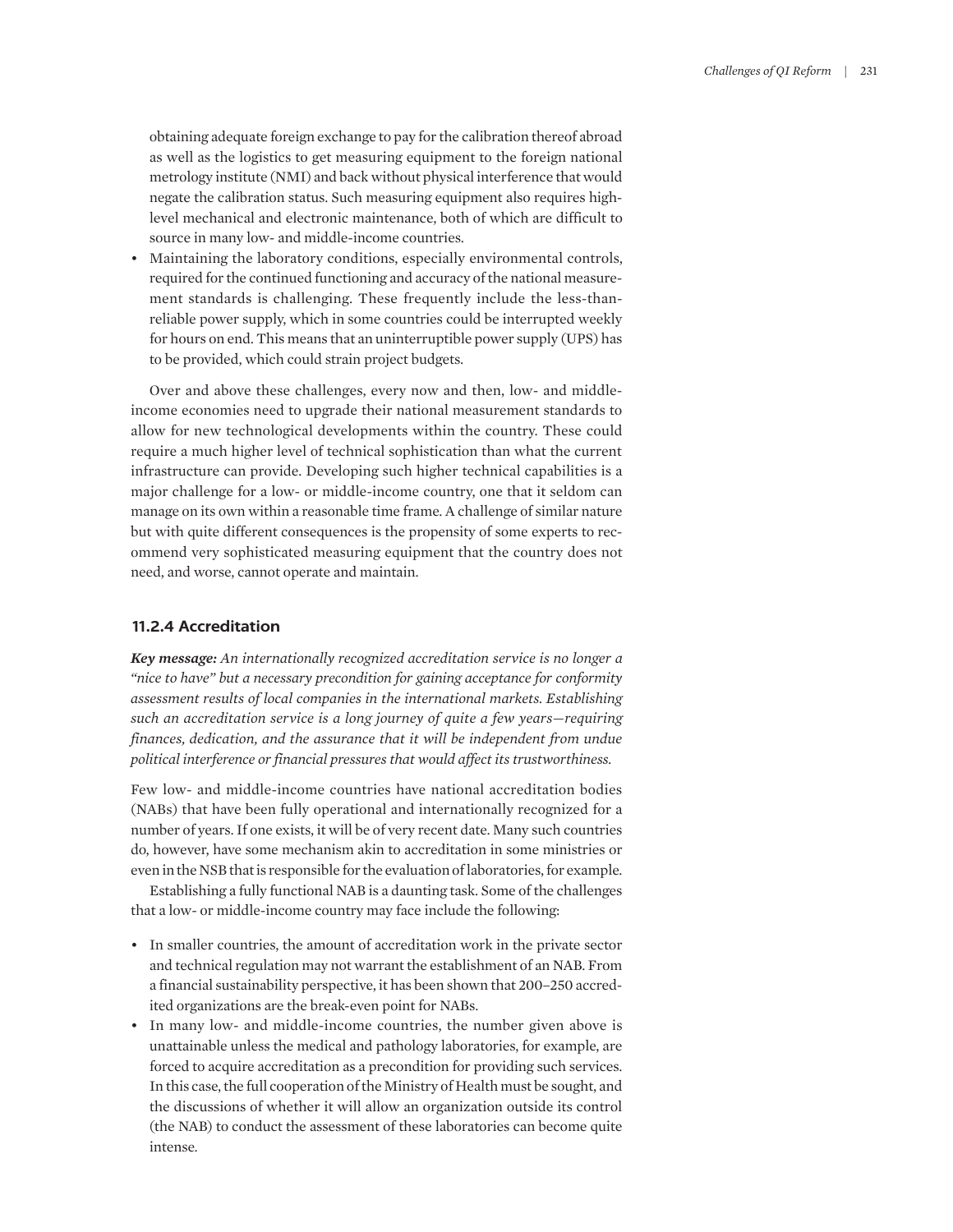obtaining adequate foreign exchange to pay for the calibration thereof abroad as well as the logistics to get measuring equipment to the foreign national metrology institute (NMI) and back without physical interference that would negate the calibration status. Such measuring equipment also requires high-level mechanical and electronic maintenance, both of which are difficult to source in many low- and middle-income countries.

- Maintaining the laboratory conditions, especially environmental controls, required for the continued functioning and accuracy of the national measurement standards is challenging. These frequently include the less-than-reliable power supply, which in some countries could be interrupted weekly for hours on end. This means that an uninterruptible power supply (UPS) has to be provided, which could strain project budgets.

Over and above these challenges, every now and then, low- and middle-income economies need to upgrade their national measurement standards to allow for new technological developments within the country. These could require a much higher level of technical sophistication than what the current infrastructure can provide. Developing such higher technical capabilities is a major challenge for a low- or middle-income country, one that it seldom can manage on its own within a reasonable time frame. A challenge of similar nature but with quite different consequences is the propensity of some experts to recommend very sophisticated measuring equipment that the country does not need, and worse, cannot operate and maintain.

### 11.2.4 Accreditation

***Key message:*** *An internationally recognized accreditation service is no longer a "nice to have" but a necessary precondition for gaining acceptance for conformity assessment results of local companies in the international markets. Establishing such an accreditation service is a long journey of quite a few years—requiring finances, dedication, and the assurance that it will be independent from undue political interference or financial pressures that would affect its trustworthiness.*

Few low- and middle-income countries have national accreditation bodies (NABs) that have been fully operational and internationally recognized for a number of years. If one exists, it will be of very recent date. Many such countries do, however, have some mechanism akin to accreditation in some ministries or even in the NSB that is responsible for the evaluation of laboratories, for example.

Establishing a fully functional NAB is a daunting task. Some of the challenges that a low- or middle-income country may face include the following:

- In smaller countries, the amount of accreditation work in the private sector and technical regulation may not warrant the establishment of an NAB. From a financial sustainability perspective, it has been shown that 200–250 accredited organizations are the break-even point for NABs.
- In many low- and middle-income countries, the number given above is unattainable unless the medical and pathology laboratories, for example, are forced to acquire accreditation as a precondition for providing such services. In this case, the full cooperation of the Ministry of Health must be sought, and the discussions of whether it will allow an organization outside its control (the NAB) to conduct the assessment of these laboratories can become quite intense.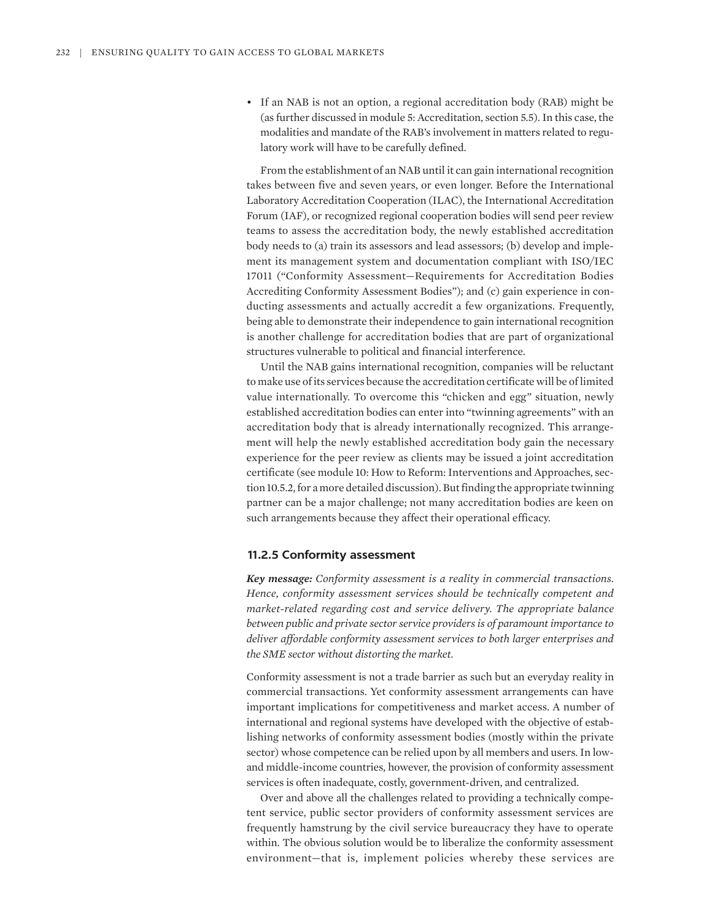- If an NAB is not an option, a regional accreditation body (RAB) might be (as further discussed in module 5: Accreditation, section 5.5). In this case, the modalities and mandate of the RAB's involvement in matters related to regulatory work will have to be carefully defined.

From the establishment of an NAB until it can gain international recognition takes between five and seven years, or even longer. Before the International Laboratory Accreditation Cooperation (ILAC), the International Accreditation Forum (IAF), or recognized regional cooperation bodies will send peer review teams to assess the accreditation body, the newly established accreditation body needs to (a) train its assessors and lead assessors; (b) develop and implement its management system and documentation compliant with ISO/IEC 17011 ("Conformity Assessment—Requirements for Accreditation Bodies Accrediting Conformity Assessment Bodies"); and (c) gain experience in conducting assessments and actually accredit a few organizations. Frequently, being able to demonstrate their independence to gain international recognition is another challenge for accreditation bodies that are part of organizational structures vulnerable to political and financial interference.

Until the NAB gains international recognition, companies will be reluctant to make use of its services because the accreditation certificate will be of limited value internationally. To overcome this "chicken and egg" situation, newly established accreditation bodies can enter into "twinning agreements" with an accreditation body that is already internationally recognized. This arrangement will help the newly established accreditation body gain the necessary experience for the peer review as clients may be issued a joint accreditation certificate (see module 10: How to Reform: Interventions and Approaches, section 10.5.2, for a more detailed discussion). But finding the appropriate twinning partner can be a major challenge; not many accreditation bodies are keen on such arrangements because they affect their operational efficacy.

### 11.2.5 Conformity assessment

***Key message:*** *Conformity assessment is a reality in commercial transactions. Hence, conformity assessment services should be technically competent and market-related regarding cost and service delivery. The appropriate balance between public and private sector service providers is of paramount importance to deliver affordable conformity assessment services to both larger enterprises and the SME sector without distorting the market.*

Conformity assessment is not a trade barrier as such but an everyday reality in commercial transactions. Yet conformity assessment arrangements can have important implications for competitiveness and market access. A number of international and regional systems have developed with the objective of establishing networks of conformity assessment bodies (mostly within the private sector) whose competence can be relied upon by all members and users. In low- and middle-income countries, however, the provision of conformity assessment services is often inadequate, costly, government-driven, and centralized.

Over and above all the challenges related to providing a technically competent service, public sector providers of conformity assessment services are frequently hamstrung by the civil service bureaucracy they have to operate within. The obvious solution would be to liberalize the conformity assessment environment—that is, implement policies whereby these services are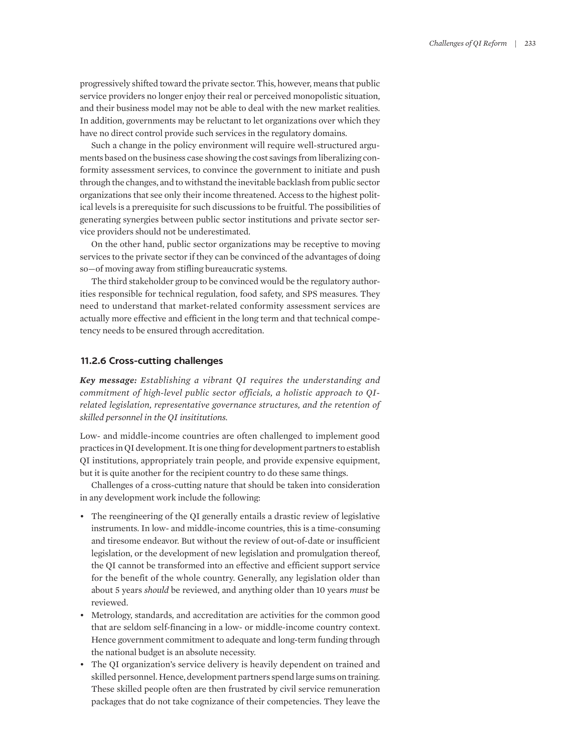progressively shifted toward the private sector. This, however, means that public service providers no longer enjoy their real or perceived monopolistic situation, and their business model may not be able to deal with the new market realities. In addition, governments may be reluctant to let organizations over which they have no direct control provide such services in the regulatory domains.

Such a change in the policy environment will require well-structured arguments based on the business case showing the cost savings from liberalizing conformity assessment services, to convince the government to initiate and push through the changes, and to withstand the inevitable backlash from public sector organizations that see only their income threatened. Access to the highest political levels is a prerequisite for such discussions to be fruitful. The possibilities of generating synergies between public sector institutions and private sector service providers should not be underestimated.

On the other hand, public sector organizations may be receptive to moving services to the private sector if they can be convinced of the advantages of doing so—of moving away from stifling bureaucratic systems.

The third stakeholder group to be convinced would be the regulatory authorities responsible for technical regulation, food safety, and SPS measures. They need to understand that market-related conformity assessment services are actually more effective and efficient in the long term and that technical competency needs to be ensured through accreditation.

### 11.2.6 Cross-cutting challenges

***Key message:*** *Establishing a vibrant QI requires the understanding and commitment of high-level public sector officials, a holistic approach to QI-related legislation, representative governance structures, and the retention of skilled personnel in the QI insititutions.*

Low- and middle-income countries are often challenged to implement good practices in QI development. It is one thing for development partners to establish QI institutions, appropriately train people, and provide expensive equipment, but it is quite another for the recipient country to do these same things.

Challenges of a cross-cutting nature that should be taken into consideration in any development work include the following:

- The reengineering of the QI generally entails a drastic review of legislative instruments. In low- and middle-income countries, this is a time-consuming and tiresome endeavor. But without the review of out-of-date or insufficient legislation, or the development of new legislation and promulgation thereof, the QI cannot be transformed into an effective and efficient support service for the benefit of the whole country. Generally, any legislation older than about 5 years *should* be reviewed, and anything older than 10 years *must* be reviewed.
- Metrology, standards, and accreditation are activities for the common good that are seldom self-financing in a low- or middle-income country context. Hence government commitment to adequate and long-term funding through the national budget is an absolute necessity.
- The QI organization's service delivery is heavily dependent on trained and skilled personnel. Hence, development partners spend large sums on training. These skilled people often are then frustrated by civil service remuneration packages that do not take cognizance of their competencies. They leave the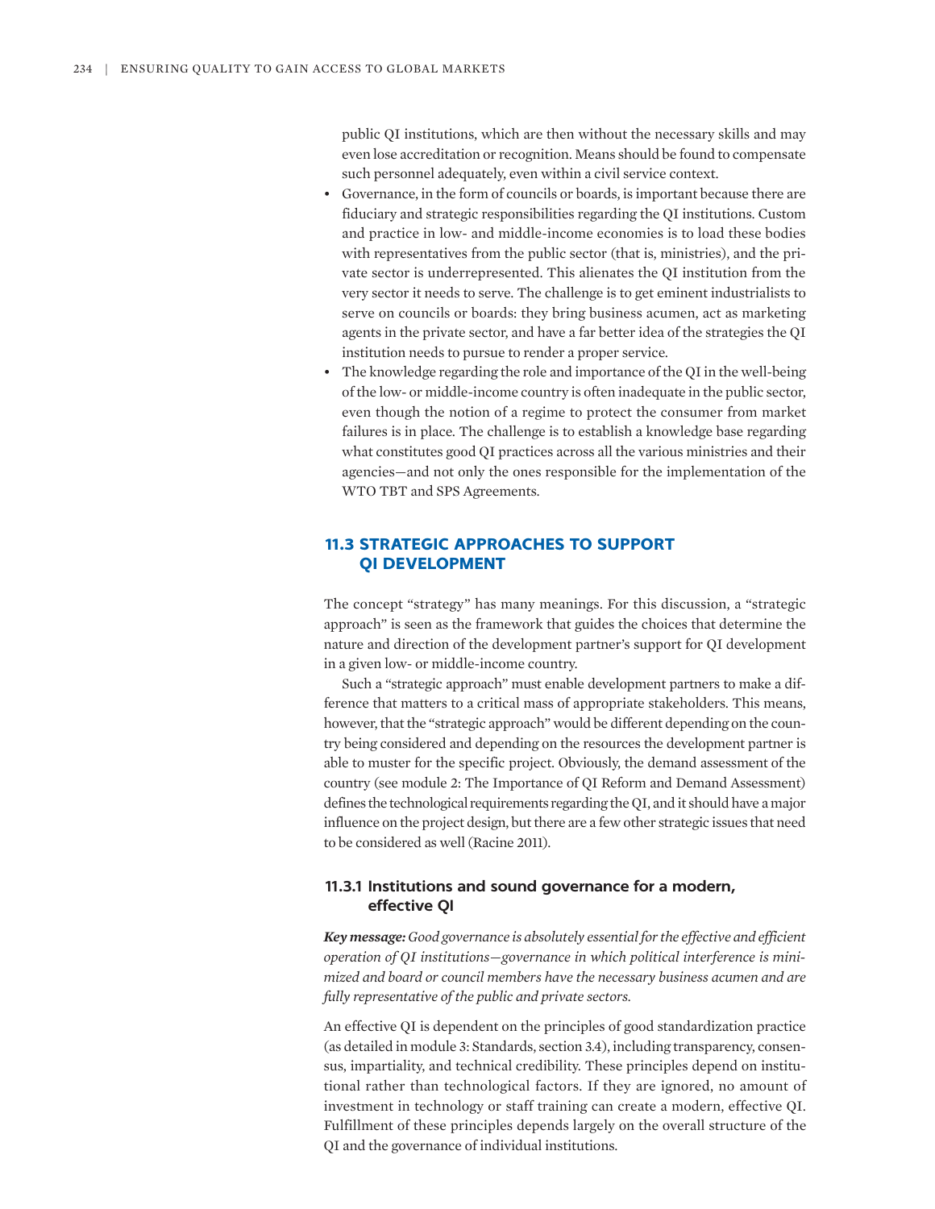public QI institutions, which are then without the necessary skills and may even lose accreditation or recognition. Means should be found to compensate such personnel adequately, even within a civil service context.

- Governance, in the form of councils or boards, is important because there are fiduciary and strategic responsibilities regarding the QI institutions. Custom and practice in low- and middle-income economies is to load these bodies with representatives from the public sector (that is, ministries), and the private sector is underrepresented. This alienates the QI institution from the very sector it needs to serve. The challenge is to get eminent industrialists to serve on councils or boards: they bring business acumen, act as marketing agents in the private sector, and have a far better idea of the strategies the QI institution needs to pursue to render a proper service.
- The knowledge regarding the role and importance of the QI in the well-being of the low- or middle-income country is often inadequate in the public sector, even though the notion of a regime to protect the consumer from market failures is in place. The challenge is to establish a knowledge base regarding what constitutes good QI practices across all the various ministries and their agencies—and not only the ones responsible for the implementation of the WTO TBT and SPS Agreements.

## 11.3 STRATEGIC APPROACHES TO SUPPORT QI DEVELOPMENT

The concept "strategy" has many meanings. For this discussion, a "strategic approach" is seen as the framework that guides the choices that determine the nature and direction of the development partner's support for QI development in a given low- or middle-income country.

Such a "strategic approach" must enable development partners to make a difference that matters to a critical mass of appropriate stakeholders. This means, however, that the "strategic approach" would be different depending on the country being considered and depending on the resources the development partner is able to muster for the specific project. Obviously, the demand assessment of the country (see module 2: The Importance of QI Reform and Demand Assessment) defines the technological requirements regarding the QI, and it should have a major influence on the project design, but there are a few other strategic issues that need to be considered as well (Racine 2011).

### 11.3.1 Institutions and sound governance for a modern, effective QI

***Key message:*** *Good governance is absolutely essential for the effective and efficient operation of QI institutions—governance in which political interference is minimized and board or council members have the necessary business acumen and are fully representative of the public and private sectors.*

An effective QI is dependent on the principles of good standardization practice (as detailed in module 3: Standards, section 3.4), including transparency, consensus, impartiality, and technical credibility. These principles depend on institutional rather than technological factors. If they are ignored, no amount of investment in technology or staff training can create a modern, effective QI. Fulfillment of these principles depends largely on the overall structure of the QI and the governance of individual institutions.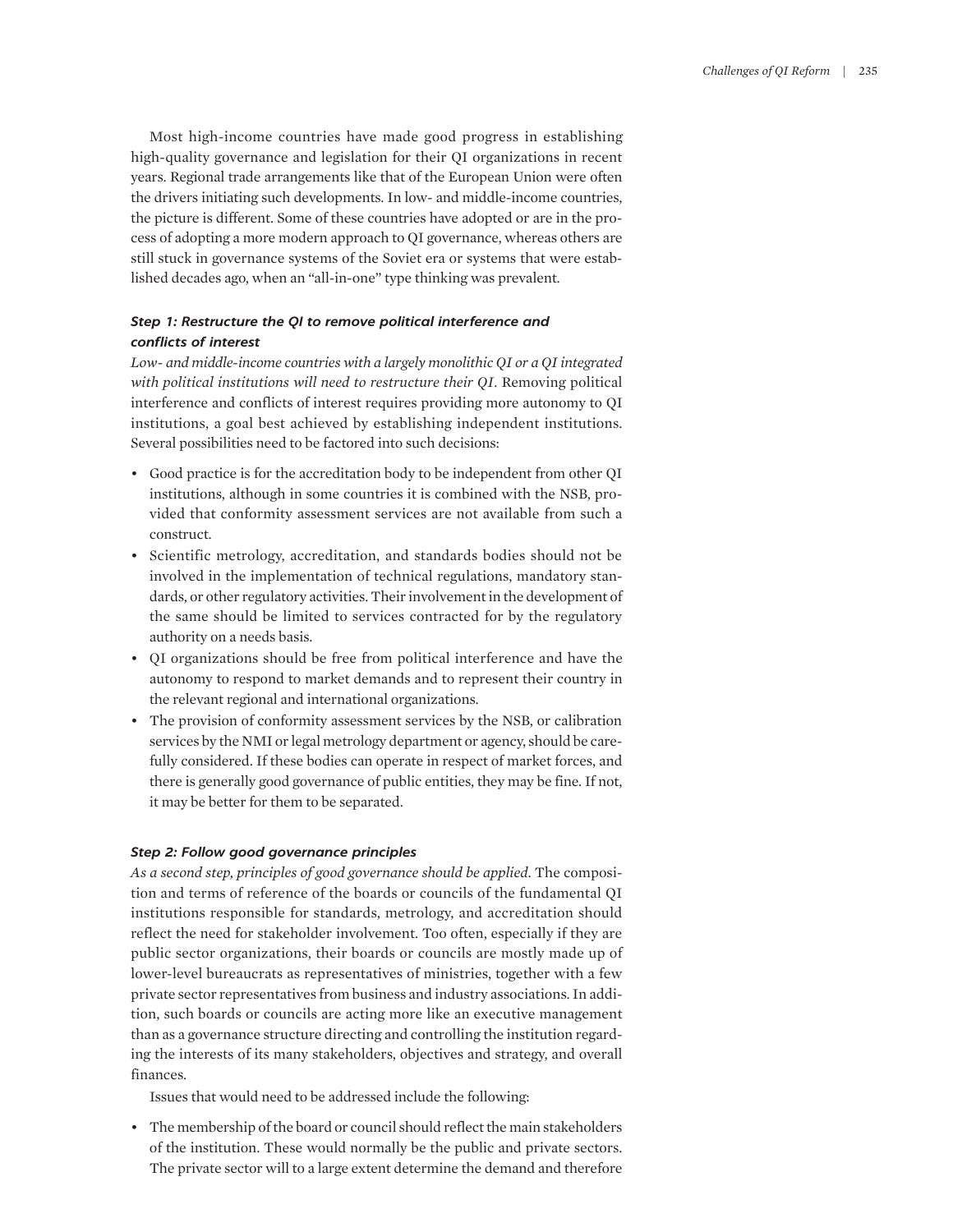Most high-income countries have made good progress in establishing high-quality governance and legislation for their QI organizations in recent years. Regional trade arrangements like that of the European Union were often the drivers initiating such developments. In low- and middle-income countries, the picture is different. Some of these countries have adopted or are in the process of adopting a more modern approach to QI governance, whereas others are still stuck in governance systems of the Soviet era or systems that were established decades ago, when an "all-in-one" type thinking was prevalent.

### *Step 1: Restructure the QI to remove political interference and conflicts of interest*

*Low- and middle-income countries with a largely monolithic QI or a QI integrated with political institutions will need to restructure their QI*. Removing political interference and conflicts of interest requires providing more autonomy to QI institutions, a goal best achieved by establishing independent institutions. Several possibilities need to be factored into such decisions:

- Good practice is for the accreditation body to be independent from other QI institutions, although in some countries it is combined with the NSB, provided that conformity assessment services are not available from such a construct.
- Scientific metrology, accreditation, and standards bodies should not be involved in the implementation of technical regulations, mandatory standards, or other regulatory activities. Their involvement in the development of the same should be limited to services contracted for by the regulatory authority on a needs basis.
- QI organizations should be free from political interference and have the autonomy to respond to market demands and to represent their country in the relevant regional and international organizations.
- The provision of conformity assessment services by the NSB, or calibration services by the NMI or legal metrology department or agency, should be carefully considered. If these bodies can operate in respect of market forces, and there is generally good governance of public entities, they may be fine. If not, it may be better for them to be separated.

### *Step 2: Follow good governance principles*

*As a second step, principles of good governance should be applied*. The composition and terms of reference of the boards or councils of the fundamental QI institutions responsible for standards, metrology, and accreditation should reflect the need for stakeholder involvement. Too often, especially if they are public sector organizations, their boards or councils are mostly made up of lower-level bureaucrats as representatives of ministries, together with a few private sector representatives from business and industry associations. In addition, such boards or councils are acting more like an executive management than as a governance structure directing and controlling the institution regarding the interests of its many stakeholders, objectives and strategy, and overall finances.

Issues that would need to be addressed include the following:

- The membership of the board or council should reflect the main stakeholders of the institution. These would normally be the public and private sectors. The private sector will to a large extent determine the demand and therefore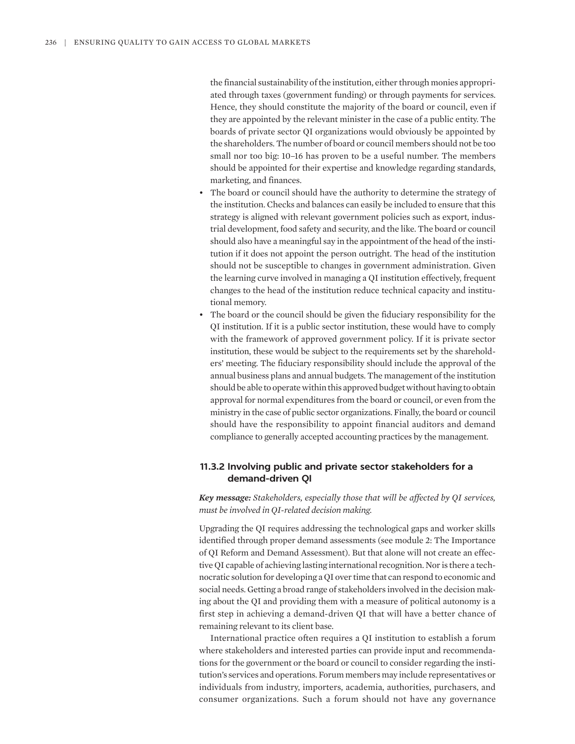the financial sustainability of the institution, either through monies appropriated through taxes (government funding) or through payments for services. Hence, they should constitute the majority of the board or council, even if they are appointed by the relevant minister in the case of a public entity. The boards of private sector QI organizations would obviously be appointed by the shareholders. The number of board or council members should not be too small nor too big: 10–16 has proven to be a useful number. The members should be appointed for their expertise and knowledge regarding standards, marketing, and finances.

- The board or council should have the authority to determine the strategy of the institution. Checks and balances can easily be included to ensure that this strategy is aligned with relevant government policies such as export, industrial development, food safety and security, and the like. The board or council should also have a meaningful say in the appointment of the head of the institution if it does not appoint the person outright. The head of the institution should not be susceptible to changes in government administration. Given the learning curve involved in managing a QI institution effectively, frequent changes to the head of the institution reduce technical capacity and institutional memory.
- The board or the council should be given the fiduciary responsibility for the QI institution. If it is a public sector institution, these would have to comply with the framework of approved government policy. If it is private sector institution, these would be subject to the requirements set by the shareholders' meeting. The fiduciary responsibility should include the approval of the annual business plans and annual budgets. The management of the institution should be able to operate within this approved budget without having to obtain approval for normal expenditures from the board or council, or even from the ministry in the case of public sector organizations. Finally, the board or council should have the responsibility to appoint financial auditors and demand compliance to generally accepted accounting practices by the management.

### 11.3.2 Involving public and private sector stakeholders for a demand-driven QI

***Key message:*** *Stakeholders, especially those that will be affected by QI services, must be involved in QI-related decision making.*

Upgrading the QI requires addressing the technological gaps and worker skills identified through proper demand assessments (see module 2: The Importance of QI Reform and Demand Assessment). But that alone will not create an effective QI capable of achieving lasting international recognition. Nor is there a technocratic solution for developing a QI over time that can respond to economic and social needs. Getting a broad range of stakeholders involved in the decision making about the QI and providing them with a measure of political autonomy is a first step in achieving a demand-driven QI that will have a better chance of remaining relevant to its client base.

International practice often requires a QI institution to establish a forum where stakeholders and interested parties can provide input and recommendations for the government or the board or council to consider regarding the institution's services and operations. Forum members may include representatives or individuals from industry, importers, academia, authorities, purchasers, and consumer organizations. Such a forum should not have any governance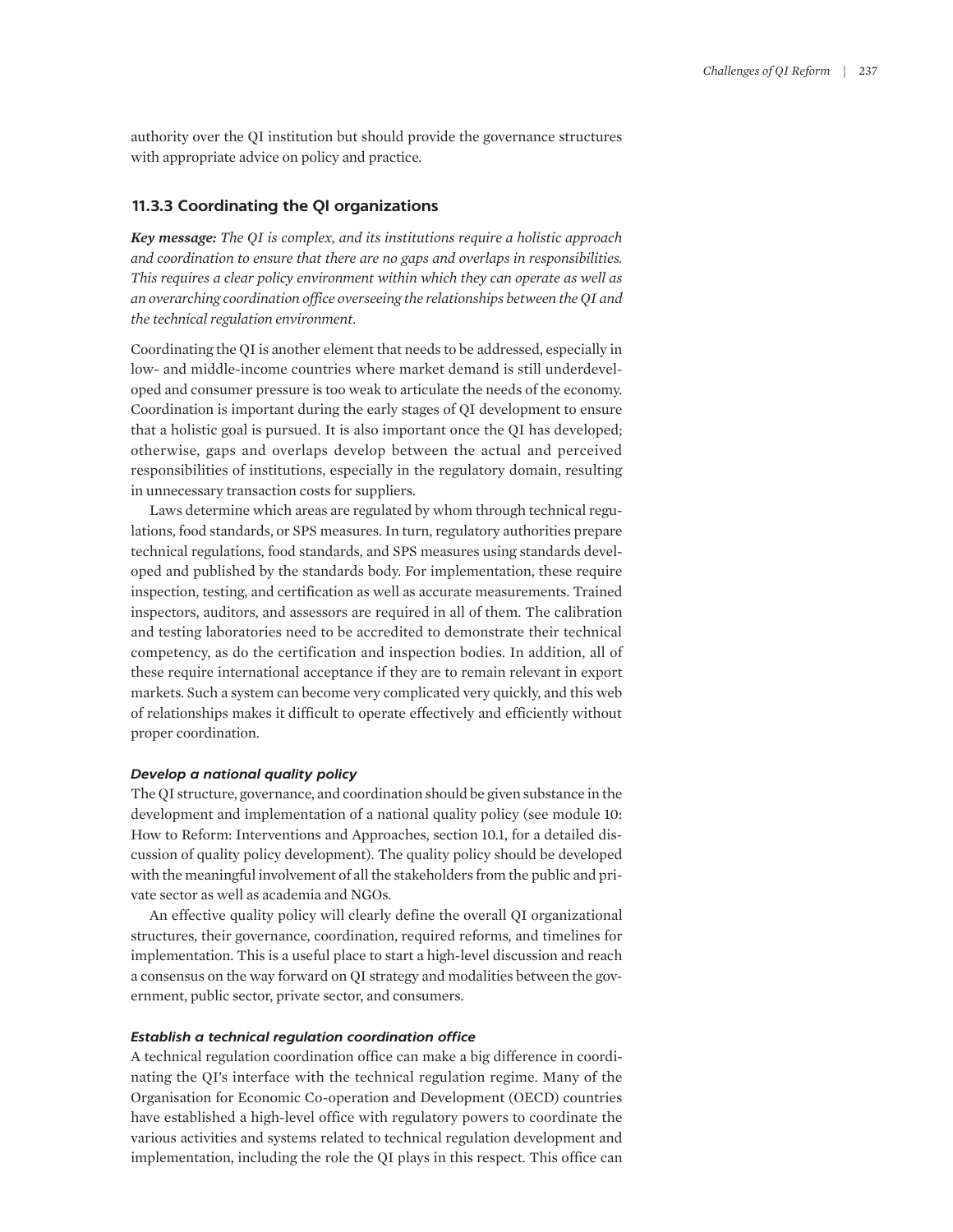authority over the QI institution but should provide the governance structures with appropriate advice on policy and practice.

### 11.3.3 Coordinating the QI organizations

***Key message:*** *The QI is complex, and its institutions require a holistic approach and coordination to ensure that there are no gaps and overlaps in responsibilities. This requires a clear policy environment within which they can operate as well as an overarching coordination office overseeing the relationships between the QI and the technical regulation environment.*

Coordinating the QI is another element that needs to be addressed, especially in low- and middle-income countries where market demand is still underdeveloped and consumer pressure is too weak to articulate the needs of the economy. Coordination is important during the early stages of QI development to ensure that a holistic goal is pursued. It is also important once the QI has developed; otherwise, gaps and overlaps develop between the actual and perceived responsibilities of institutions, especially in the regulatory domain, resulting in unnecessary transaction costs for suppliers.

Laws determine which areas are regulated by whom through technical regulations, food standards, or SPS measures. In turn, regulatory authorities prepare technical regulations, food standards, and SPS measures using standards developed and published by the standards body. For implementation, these require inspection, testing, and certification as well as accurate measurements. Trained inspectors, auditors, and assessors are required in all of them. The calibration and testing laboratories need to be accredited to demonstrate their technical competency, as do the certification and inspection bodies. In addition, all of these require international acceptance if they are to remain relevant in export markets. Such a system can become very complicated very quickly, and this web of relationships makes it difficult to operate effectively and efficiently without proper coordination.

#### *Develop a national quality policy*

The QI structure, governance, and coordination should be given substance in the development and implementation of a national quality policy (see module 10: How to Reform: Interventions and Approaches, section 10.1, for a detailed discussion of quality policy development). The quality policy should be developed with the meaningful involvement of all the stakeholders from the public and private sector as well as academia and NGOs.

An effective quality policy will clearly define the overall QI organizational structures, their governance, coordination, required reforms, and timelines for implementation. This is a useful place to start a high-level discussion and reach a consensus on the way forward on QI strategy and modalities between the government, public sector, private sector, and consumers.

#### *Establish a technical regulation coordination office*

A technical regulation coordination office can make a big difference in coordinating the QI's interface with the technical regulation regime. Many of the Organisation for Economic Co-operation and Development (OECD) countries have established a high-level office with regulatory powers to coordinate the various activities and systems related to technical regulation development and implementation, including the role the QI plays in this respect. This office can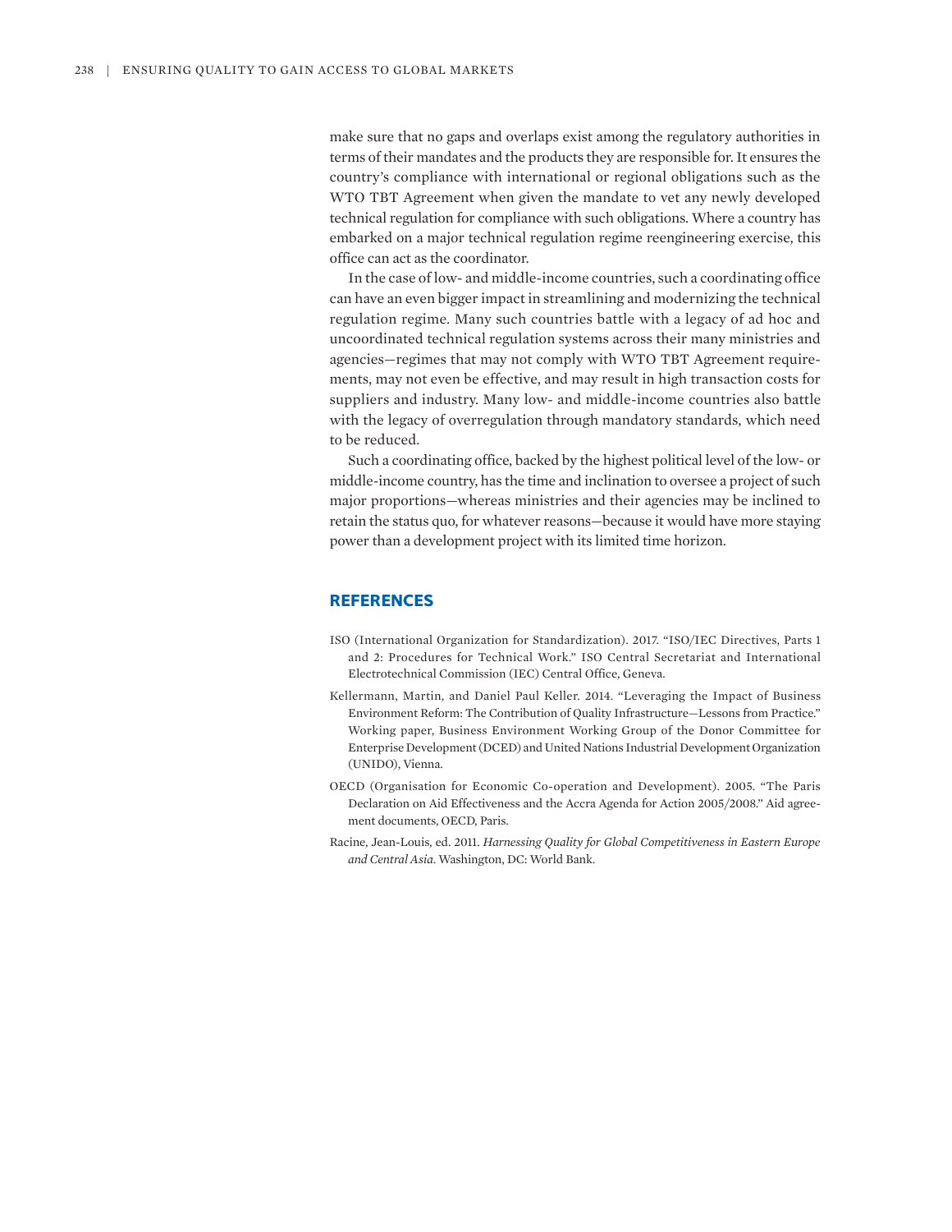make sure that no gaps and overlaps exist among the regulatory authorities in terms of their mandates and the products they are responsible for. It ensures the country's compliance with international or regional obligations such as the WTO TBT Agreement when given the mandate to vet any newly developed technical regulation for compliance with such obligations. Where a country has embarked on a major technical regulation regime reengineering exercise, this office can act as the coordinator.

In the case of low- and middle-income countries, such a coordinating office can have an even bigger impact in streamlining and modernizing the technical regulation regime. Many such countries battle with a legacy of ad hoc and uncoordinated technical regulation systems across their many ministries and agencies—regimes that may not comply with WTO TBT Agreement requirements, may not even be effective, and may result in high transaction costs for suppliers and industry. Many low- and middle-income countries also battle with the legacy of overregulation through mandatory standards, which need to be reduced.

Such a coordinating office, backed by the highest political level of the low- or middle-income country, has the time and inclination to oversee a project of such major proportions—whereas ministries and their agencies may be inclined to retain the status quo, for whatever reasons—because it would have more staying power than a development project with its limited time horizon.

## REFERENCES

ISO (International Organization for Standardization). 2017. "ISO/IEC Directives, Parts 1 and 2: Procedures for Technical Work." ISO Central Secretariat and International Electrotechnical Commission (IEC) Central Office, Geneva.

Kellermann, Martin, and Daniel Paul Keller. 2014. "Leveraging the Impact of Business Environment Reform: The Contribution of Quality Infrastructure—Lessons from Practice." Working paper, Business Environment Working Group of the Donor Committee for Enterprise Development (DCED) and United Nations Industrial Development Organization (UNIDO), Vienna.

OECD (Organisation for Economic Co-operation and Development). 2005. "The Paris Declaration on Aid Effectiveness and the Accra Agenda for Action 2005/2008." Aid agreement documents, OECD, Paris.

Racine, Jean-Louis, ed. 2011. *Harnessing Quality for Global Competitiveness in Eastern Europe and Central Asia*. Washington, DC: World Bank.